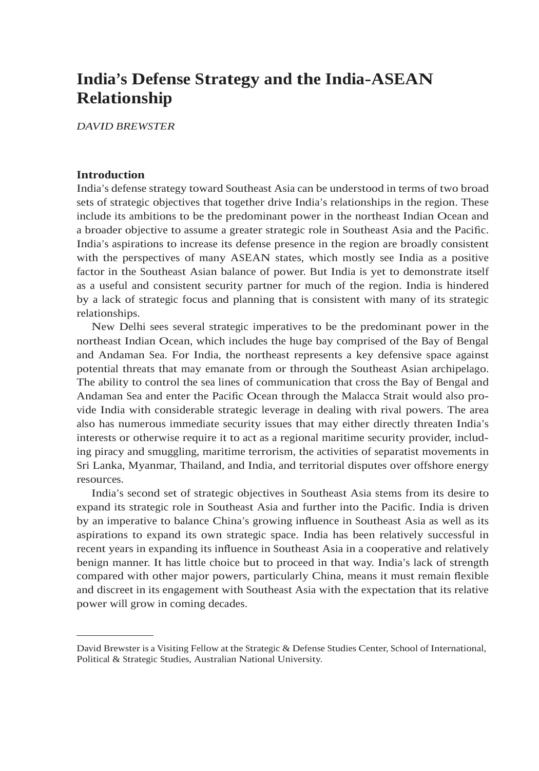# India's Defense Strategy and the India-ASEAN Relationship

*DAVID BREWSTER*

## Introduction

India's defense strategy toward Southeast Asia can be understood in terms of two broad sets of strategic objectives that together drive India's relationships in the region. These include its ambitions to be the predominant power in the northeast Indian Ocean and a broader objective to assume a greater strategic role in Southeast Asia and the Pacific. India's aspirations to increase its defense presence in the region are broadly consistent with the perspectives of many ASEAN states, which mostly see India as a positive factor in the Southeast Asian balance of power. But India is yet to demonstrate itself as a useful and consistent security partner for much of the region. India is hindered by a lack of strategic focus and planning that is consistent with many of its strategic relationships.

New Delhi sees several strategic imperatives to be the predominant power in the northeast Indian Ocean, which includes the huge bay comprised of the Bay of Bengal and Andaman Sea. For India, the northeast represents a key defensive space against potential threats that may emanate from or through the Southeast Asian archipelago. The ability to control the sea lines of communication that cross the Bay of Bengal and Andaman Sea and enter the Pacific Ocean through the Malacca Strait would also provide India with considerable strategic leverage in dealing with rival powers. The area also has numerous immediate security issues that may either directly threaten India's interests or otherwise require it to act as a regional maritime security provider, including piracy and smuggling, maritime terrorism, the activities of separatist movements in Sri Lanka, Myanmar, Thailand, and India, and territorial disputes over offshore energy resources.

India's second set of strategic objectives in Southeast Asia stems from its desire to expand its strategic role in Southeast Asia and further into the Pacific. India is driven by an imperative to balance China's growing influence in Southeast Asia as well as its aspirations to expand its own strategic space. India has been relatively successful in recent years in expanding its influence in Southeast Asia in a cooperative and relatively benign manner. It has little choice but to proceed in that way. India's lack of strength compared with other major powers, particularly China, means it must remain flexible and discreet in its engagement with Southeast Asia with the expectation that its relative power will grow in coming decades.

---

David Brewster is a Visiting Fellow at the Strategic & Defense Studies Center, School of International, Political & Strategic Studies, Australian National University.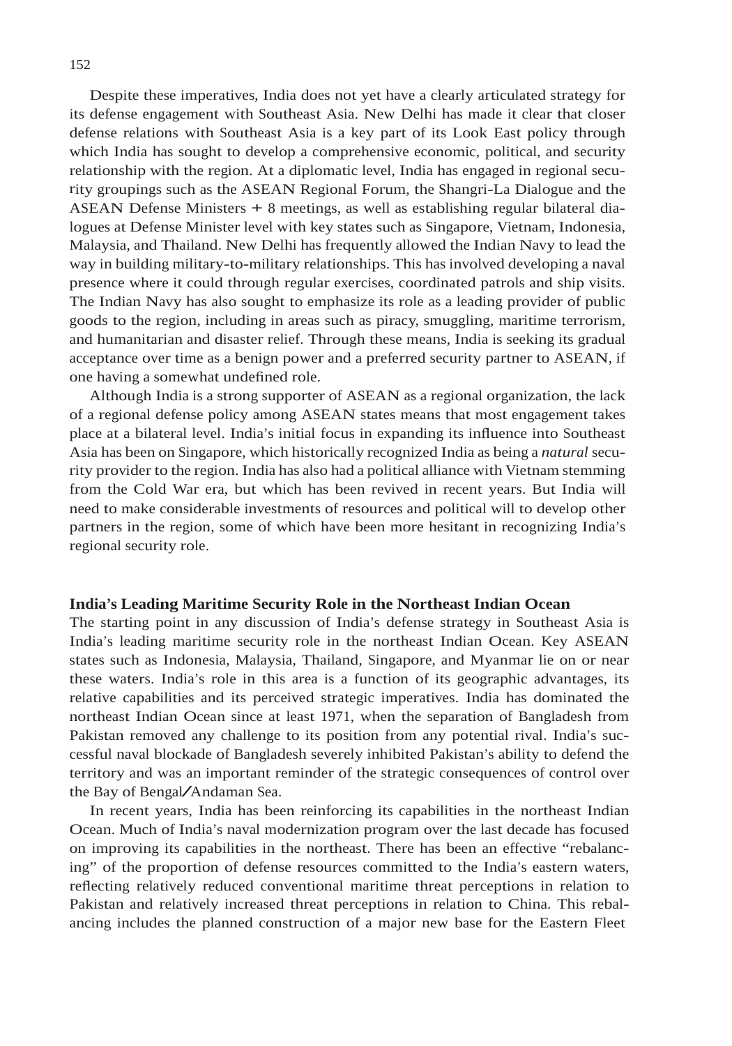Despite these imperatives, India does not yet have a clearly articulated strategy for its defense engagement with Southeast Asia. New Delhi has made it clear that closer defense relations with Southeast Asia is a key part of its Look East policy through which India has sought to develop a comprehensive economic, political, and security relationship with the region. At a diplomatic level, India has engaged in regional security groupings such as the ASEAN Regional Forum, the Shangri-La Dialogue and the ASEAN Defense Ministers + 8 meetings, as well as establishing regular bilateral dialogues at Defense Minister level with key states such as Singapore, Vietnam, Indonesia, Malaysia, and Thailand. New Delhi has frequently allowed the Indian Navy to lead the way in building military-to-military relationships. This has involved developing a naval presence where it could through regular exercises, coordinated patrols and ship visits. The Indian Navy has also sought to emphasize its role as a leading provider of public goods to the region, including in areas such as piracy, smuggling, maritime terrorism, and humanitarian and disaster relief. Through these means, India is seeking its gradual acceptance over time as a benign power and a preferred security partner to ASEAN, if one having a somewhat undefined role.

Although India is a strong supporter of ASEAN as a regional organization, the lack of a regional defense policy among ASEAN states means that most engagement takes place at a bilateral level. India's initial focus in expanding its influence into Southeast Asia has been on Singapore, which historically recognized India as being a *natural* security provider to the region. India has also had a political alliance with Vietnam stemming from the Cold War era, but which has been revived in recent years. But India will need to make considerable investments of resources and political will to develop other partners in the region, some of which have been more hesitant in recognizing India's regional security role.

## India's Leading Maritime Security Role in the Northeast Indian Ocean

The starting point in any discussion of India's defense strategy in Southeast Asia is India's leading maritime security role in the northeast Indian Ocean. Key ASEAN states such as Indonesia, Malaysia, Thailand, Singapore, and Myanmar lie on or near these waters. India's role in this area is a function of its geographic advantages, its relative capabilities and its perceived strategic imperatives. India has dominated the northeast Indian Ocean since at least 1971, when the separation of Bangladesh from Pakistan removed any challenge to its position from any potential rival. India's successful naval blockade of Bangladesh severely inhibited Pakistan's ability to defend the territory and was an important reminder of the strategic consequences of control over the Bay of Bengal/Andaman Sea.

In recent years, India has been reinforcing its capabilities in the northeast Indian Ocean. Much of India's naval modernization program over the last decade has focused on improving its capabilities in the northeast. There has been an effective "rebalancing" of the proportion of defense resources committed to the India's eastern waters, reflecting relatively reduced conventional maritime threat perceptions in relation to Pakistan and relatively increased threat perceptions in relation to China. This rebalancing includes the planned construction of a major new base for the Eastern Fleet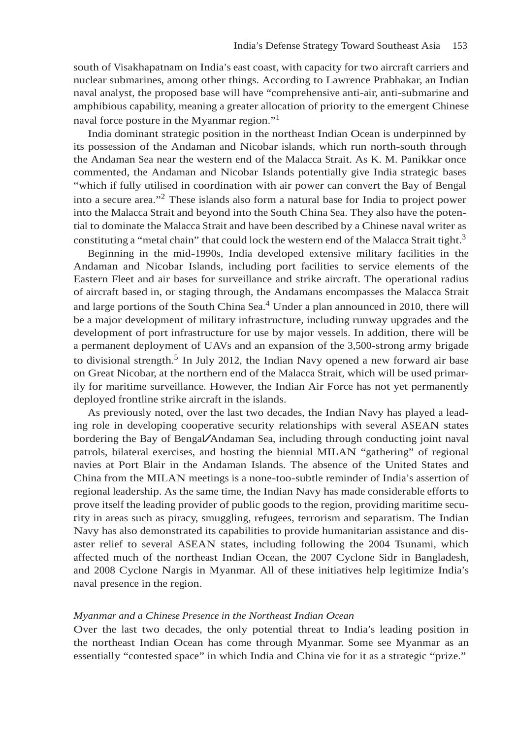south of Visakhapatnam on India's east coast, with capacity for two aircraft carriers and nuclear submarines, among other things. According to Lawrence Prabhakar, an Indian naval analyst, the proposed base will have "comprehensive anti-air, anti-submarine and amphibious capability, meaning a greater allocation of priority to the emergent Chinese naval force posture in the Myanmar region."[1]

India dominant strategic position in the northeast Indian Ocean is underpinned by its possession of the Andaman and Nicobar islands, which run north-south through the Andaman Sea near the western end of the Malacca Strait. As K. M. Panikkar once commented, the Andaman and Nicobar Islands potentially give India strategic bases "which if fully utilised in coordination with air power can convert the Bay of Bengal into a secure area."[2] These islands also form a natural base for India to project power into the Malacca Strait and beyond into the South China Sea. They also have the potential to dominate the Malacca Strait and have been described by a Chinese naval writer as constituting a "metal chain" that could lock the western end of the Malacca Strait tight.[3]

Beginning in the mid-1990s, India developed extensive military facilities in the Andaman and Nicobar Islands, including port facilities to service elements of the Eastern Fleet and air bases for surveillance and strike aircraft. The operational radius of aircraft based in, or staging through, the Andamans encompasses the Malacca Strait and large portions of the South China Sea.[4] Under a plan announced in 2010, there will be a major development of military infrastructure, including runway upgrades and the development of port infrastructure for use by major vessels. In addition, there will be a permanent deployment of UAVs and an expansion of the 3,500-strong army brigade to divisional strength.[5] In July 2012, the Indian Navy opened a new forward air base on Great Nicobar, at the northern end of the Malacca Strait, which will be used primarily for maritime surveillance. However, the Indian Air Force has not yet permanently deployed frontline strike aircraft in the islands.

As previously noted, over the last two decades, the Indian Navy has played a leading role in developing cooperative security relationships with several ASEAN states bordering the Bay of Bengal/Andaman Sea, including through conducting joint naval patrols, bilateral exercises, and hosting the biennial MILAN "gathering" of regional navies at Port Blair in the Andaman Islands. The absence of the United States and China from the MILAN meetings is a none-too-subtle reminder of India's assertion of regional leadership. As the same time, the Indian Navy has made considerable efforts to prove itself the leading provider of public goods to the region, providing maritime security in areas such as piracy, smuggling, refugees, terrorism and separatism. The Indian Navy has also demonstrated its capabilities to provide humanitarian assistance and disaster relief to several ASEAN states, including following the 2004 Tsunami, which affected much of the northeast Indian Ocean, the 2007 Cyclone Sidr in Bangladesh, and 2008 Cyclone Nargis in Myanmar. All of these initiatives help legitimize India's naval presence in the region.

### *Myanmar and a Chinese Presence in the Northeast Indian Ocean*

Over the last two decades, the only potential threat to India's leading position in the northeast Indian Ocean has come through Myanmar. Some see Myanmar as an essentially "contested space" in which India and China vie for it as a strategic "prize."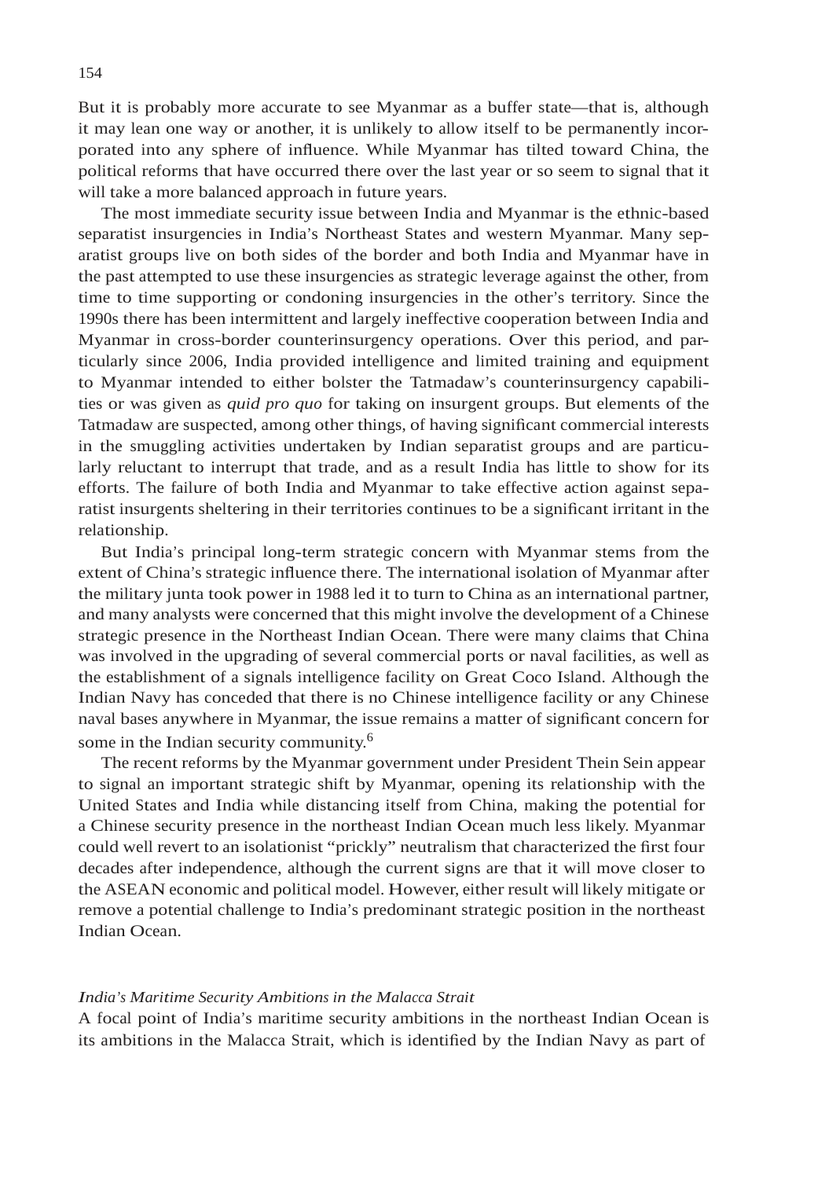But it is probably more accurate to see Myanmar as a buffer state—that is, although it may lean one way or another, it is unlikely to allow itself to be permanently incorporated into any sphere of influence. While Myanmar has tilted toward China, the political reforms that have occurred there over the last year or so seem to signal that it will take a more balanced approach in future years.

The most immediate security issue between India and Myanmar is the ethnic-based separatist insurgencies in India's Northeast States and western Myanmar. Many separatist groups live on both sides of the border and both India and Myanmar have in the past attempted to use these insurgencies as strategic leverage against the other, from time to time supporting or condoning insurgencies in the other's territory. Since the 1990s there has been intermittent and largely ineffective cooperation between India and Myanmar in cross-border counterinsurgency operations. Over this period, and particularly since 2006, India provided intelligence and limited training and equipment to Myanmar intended to either bolster the Tatmadaw's counterinsurgency capabilities or was given as *quid pro quo* for taking on insurgent groups. But elements of the Tatmadaw are suspected, among other things, of having significant commercial interests in the smuggling activities undertaken by Indian separatist groups and are particularly reluctant to interrupt that trade, and as a result India has little to show for its efforts. The failure of both India and Myanmar to take effective action against separatist insurgents sheltering in their territories continues to be a significant irritant in the relationship.

But India's principal long-term strategic concern with Myanmar stems from the extent of China's strategic influence there. The international isolation of Myanmar after the military junta took power in 1988 led it to turn to China as an international partner, and many analysts were concerned that this might involve the development of a Chinese strategic presence in the Northeast Indian Ocean. There were many claims that China was involved in the upgrading of several commercial ports or naval facilities, as well as the establishment of a signals intelligence facility on Great Coco Island. Although the Indian Navy has conceded that there is no Chinese intelligence facility or any Chinese naval bases anywhere in Myanmar, the issue remains a matter of significant concern for some in the Indian security community.[6]

The recent reforms by the Myanmar government under President Thein Sein appear to signal an important strategic shift by Myanmar, opening its relationship with the United States and India while distancing itself from China, making the potential for a Chinese security presence in the northeast Indian Ocean much less likely. Myanmar could well revert to an isolationist "prickly" neutralism that characterized the first four decades after independence, although the current signs are that it will move closer to the ASEAN economic and political model. However, either result will likely mitigate or remove a potential challenge to India's predominant strategic position in the northeast Indian Ocean.

### *India's Maritime Security Ambitions in the Malacca Strait*

A focal point of India's maritime security ambitions in the northeast Indian Ocean is its ambitions in the Malacca Strait, which is identified by the Indian Navy as part of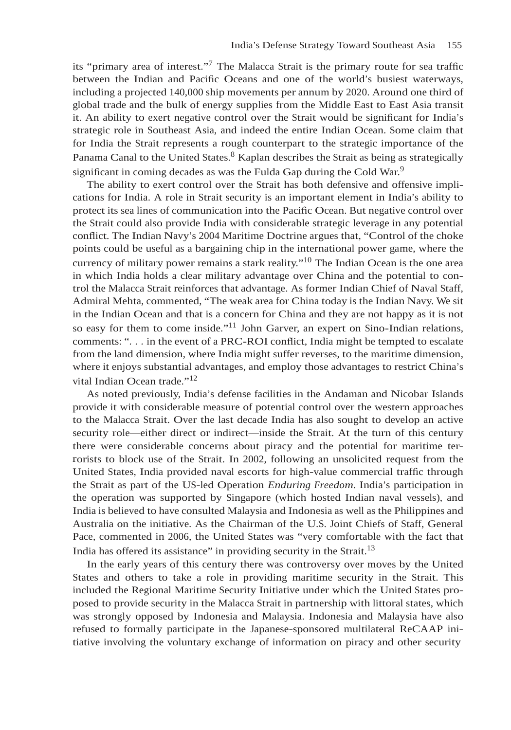its "primary area of interest."[7] The Malacca Strait is the primary route for sea traffic between the Indian and Pacific Oceans and one of the world's busiest waterways, including a projected 140,000 ship movements per annum by 2020. Around one third of global trade and the bulk of energy supplies from the Middle East to East Asia transit it. An ability to exert negative control over the Strait would be significant for India's strategic role in Southeast Asia, and indeed the entire Indian Ocean. Some claim that for India the Strait represents a rough counterpart to the strategic importance of the Panama Canal to the United States.[8] Kaplan describes the Strait as being as strategically significant in coming decades as was the Fulda Gap during the Cold War.[9]

The ability to exert control over the Strait has both defensive and offensive implications for India. A role in Strait security is an important element in India's ability to protect its sea lines of communication into the Pacific Ocean. But negative control over the Strait could also provide India with considerable strategic leverage in any potential conflict. The Indian Navy's 2004 Maritime Doctrine argues that, "Control of the choke points could be useful as a bargaining chip in the international power game, where the currency of military power remains a stark reality."[10] The Indian Ocean is the one area in which India holds a clear military advantage over China and the potential to control the Malacca Strait reinforces that advantage. As former Indian Chief of Naval Staff, Admiral Mehta, commented, "The weak area for China today is the Indian Navy. We sit in the Indian Ocean and that is a concern for China and they are not happy as it is not so easy for them to come inside."[11] John Garver, an expert on Sino-Indian relations, comments: ". . . in the event of a PRC-ROI conflict, India might be tempted to escalate from the land dimension, where India might suffer reverses, to the maritime dimension, where it enjoys substantial advantages, and employ those advantages to restrict China's vital Indian Ocean trade."[12]

As noted previously, India's defense facilities in the Andaman and Nicobar Islands provide it with considerable measure of potential control over the western approaches to the Malacca Strait. Over the last decade India has also sought to develop an active security role—either direct or indirect—inside the Strait. At the turn of this century there were considerable concerns about piracy and the potential for maritime terrorists to block use of the Strait. In 2002, following an unsolicited request from the United States, India provided naval escorts for high-value commercial traffic through the Strait as part of the US-led Operation *Enduring Freedom*. India's participation in the operation was supported by Singapore (which hosted Indian naval vessels), and India is believed to have consulted Malaysia and Indonesia as well as the Philippines and Australia on the initiative. As the Chairman of the U.S. Joint Chiefs of Staff, General Pace, commented in 2006, the United States was "very comfortable with the fact that India has offered its assistance" in providing security in the Strait.[13]

In the early years of this century there was controversy over moves by the United States and others to take a role in providing maritime security in the Strait. This included the Regional Maritime Security Initiative under which the United States proposed to provide security in the Malacca Strait in partnership with littoral states, which was strongly opposed by Indonesia and Malaysia. Indonesia and Malaysia have also refused to formally participate in the Japanese-sponsored multilateral ReCAAP initiative involving the voluntary exchange of information on piracy and other security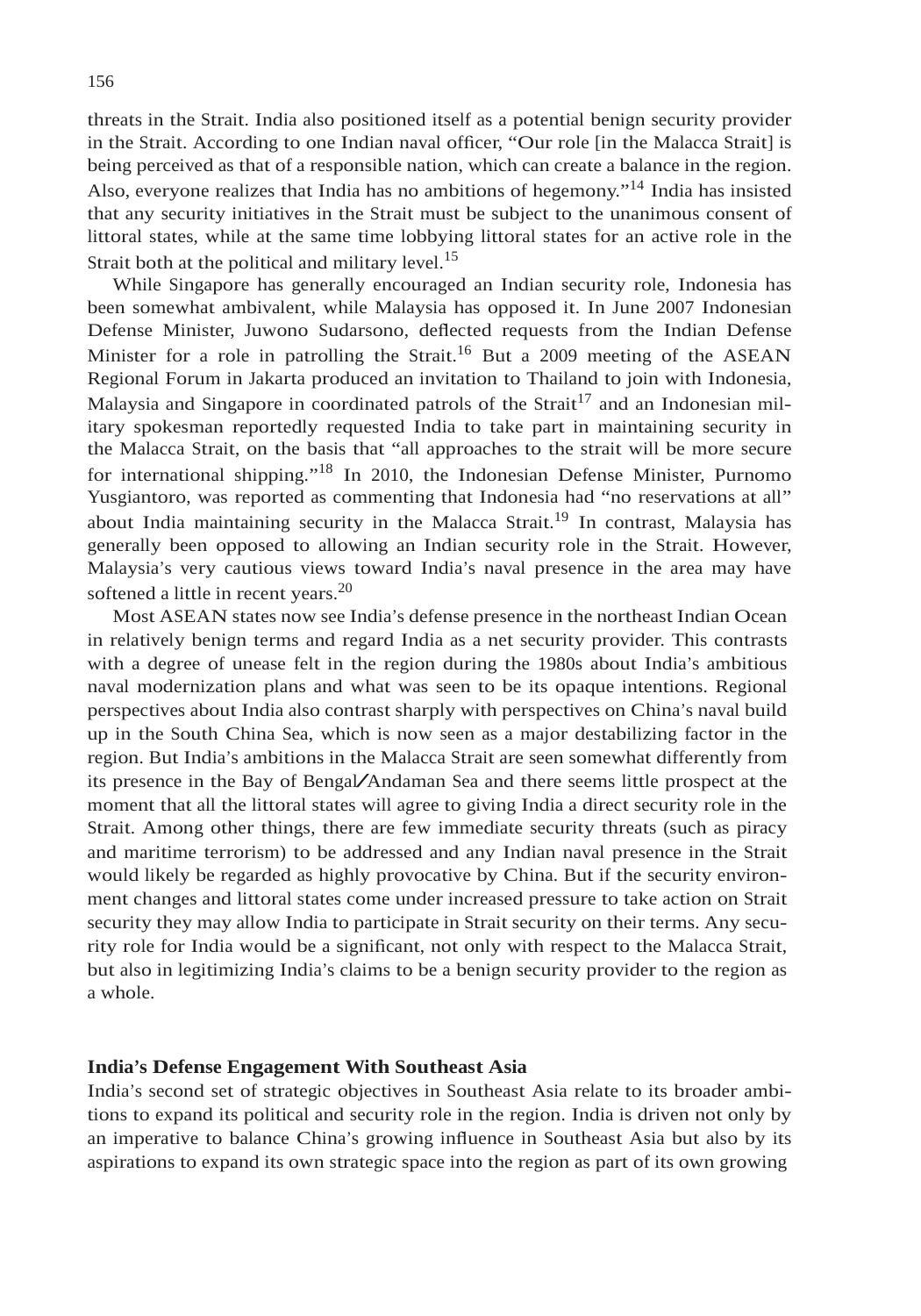threats in the Strait. India also positioned itself as a potential benign security provider in the Strait. According to one Indian naval officer, "Our role [in the Malacca Strait] is being perceived as that of a responsible nation, which can create a balance in the region. Also, everyone realizes that India has no ambitions of hegemony."[14] India has insisted that any security initiatives in the Strait must be subject to the unanimous consent of littoral states, while at the same time lobbying littoral states for an active role in the Strait both at the political and military level.[15]

While Singapore has generally encouraged an Indian security role, Indonesia has been somewhat ambivalent, while Malaysia has opposed it. In June 2007 Indonesian Defense Minister, Juwono Sudarsono, deflected requests from the Indian Defense Minister for a role in patrolling the Strait.[16] But a 2009 meeting of the ASEAN Regional Forum in Jakarta produced an invitation to Thailand to join with Indonesia, Malaysia and Singapore in coordinated patrols of the Strait[17] and an Indonesian military spokesman reportedly requested India to take part in maintaining security in the Malacca Strait, on the basis that "all approaches to the strait will be more secure for international shipping."[18] In 2010, the Indonesian Defense Minister, Purnomo Yusgiantoro, was reported as commenting that Indonesia had "no reservations at all" about India maintaining security in the Malacca Strait.[19] In contrast, Malaysia has generally been opposed to allowing an Indian security role in the Strait. However, Malaysia's very cautious views toward India's naval presence in the area may have softened a little in recent years.[20]

Most ASEAN states now see India's defense presence in the northeast Indian Ocean in relatively benign terms and regard India as a net security provider. This contrasts with a degree of unease felt in the region during the 1980s about India's ambitious naval modernization plans and what was seen to be its opaque intentions. Regional perspectives about India also contrast sharply with perspectives on China's naval build up in the South China Sea, which is now seen as a major destabilizing factor in the region. But India's ambitions in the Malacca Strait are seen somewhat differently from its presence in the Bay of Bengal/Andaman Sea and there seems little prospect at the moment that all the littoral states will agree to giving India a direct security role in the Strait. Among other things, there are few immediate security threats (such as piracy and maritime terrorism) to be addressed and any Indian naval presence in the Strait would likely be regarded as highly provocative by China. But if the security environment changes and littoral states come under increased pressure to take action on Strait security they may allow India to participate in Strait security on their terms. Any security role for India would be a significant, not only with respect to the Malacca Strait, but also in legitimizing India's claims to be a benign security provider to the region as a whole.

### India's Defense Engagement With Southeast Asia

India's second set of strategic objectives in Southeast Asia relate to its broader ambitions to expand its political and security role in the region. India is driven not only by an imperative to balance China's growing influence in Southeast Asia but also by its aspirations to expand its own strategic space into the region as part of its own growing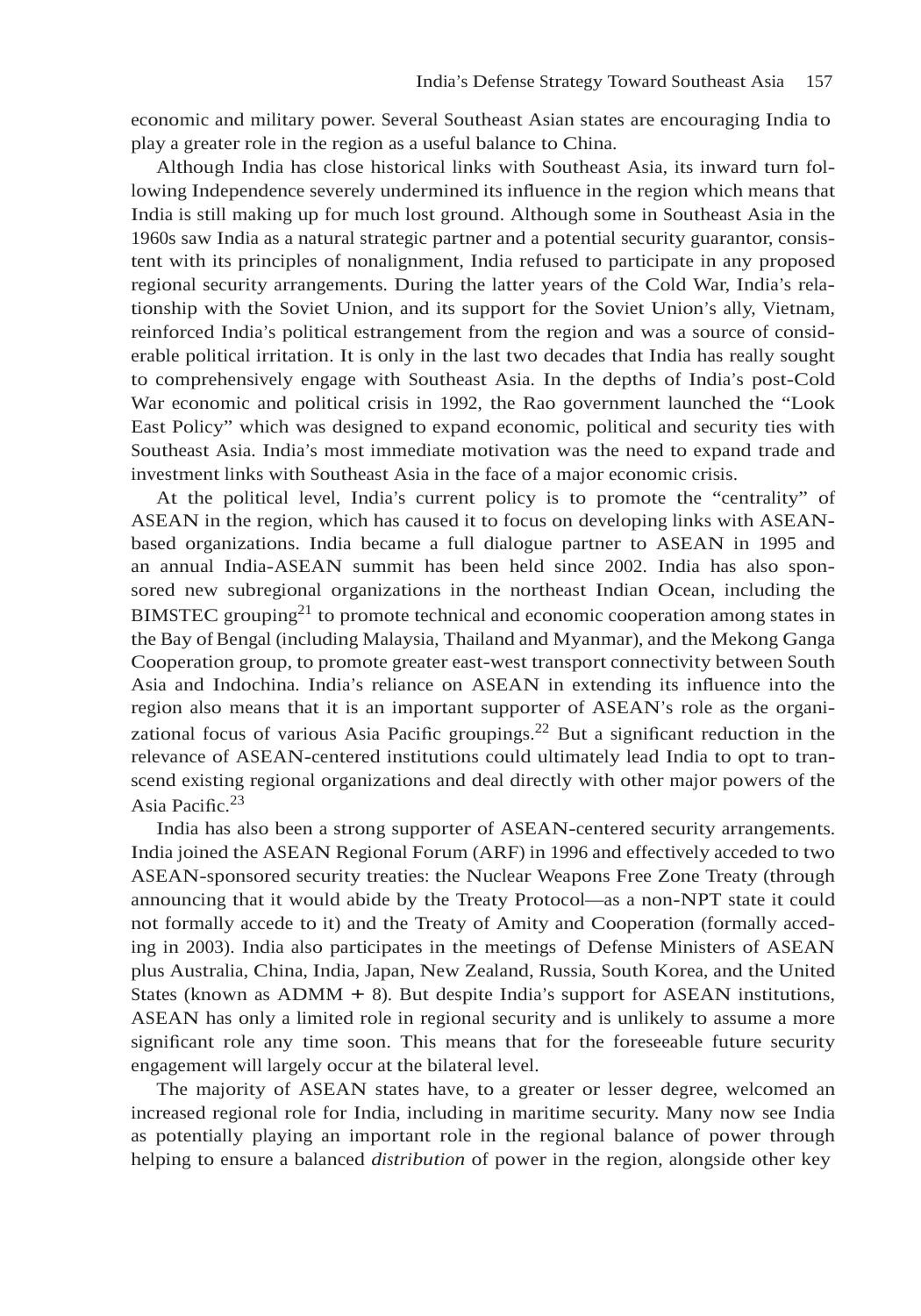economic and military power. Several Southeast Asian states are encouraging India to play a greater role in the region as a useful balance to China.

Although India has close historical links with Southeast Asia, its inward turn following Independence severely undermined its influence in the region which means that India is still making up for much lost ground. Although some in Southeast Asia in the 1960s saw India as a natural strategic partner and a potential security guarantor, consistent with its principles of nonalignment, India refused to participate in any proposed regional security arrangements. During the latter years of the Cold War, India's relationship with the Soviet Union, and its support for the Soviet Union's ally, Vietnam, reinforced India's political estrangement from the region and was a source of considerable political irritation. It is only in the last two decades that India has really sought to comprehensively engage with Southeast Asia. In the depths of India's post-Cold War economic and political crisis in 1992, the Rao government launched the "Look East Policy" which was designed to expand economic, political and security ties with Southeast Asia. India's most immediate motivation was the need to expand trade and investment links with Southeast Asia in the face of a major economic crisis.

At the political level, India's current policy is to promote the "centrality" of ASEAN in the region, which has caused it to focus on developing links with ASEAN-based organizations. India became a full dialogue partner to ASEAN in 1995 and an annual India-ASEAN summit has been held since 2002. India has also sponsored new subregional organizations in the northeast Indian Ocean, including the BIMSTEC grouping[21] to promote technical and economic cooperation among states in the Bay of Bengal (including Malaysia, Thailand and Myanmar), and the Mekong Ganga Cooperation group, to promote greater east-west transport connectivity between South Asia and Indochina. India's reliance on ASEAN in extending its influence into the region also means that it is an important supporter of ASEAN's role as the organizational focus of various Asia Pacific groupings.[22] But a significant reduction in the relevance of ASEAN-centered institutions could ultimately lead India to opt to transcend existing regional organizations and deal directly with other major powers of the Asia Pacific.[23]

India has also been a strong supporter of ASEAN-centered security arrangements. India joined the ASEAN Regional Forum (ARF) in 1996 and effectively acceded to two ASEAN-sponsored security treaties: the Nuclear Weapons Free Zone Treaty (through announcing that it would abide by the Treaty Protocol—as a non-NPT state it could not formally accede to it) and the Treaty of Amity and Cooperation (formally acceding in 2003). India also participates in the meetings of Defense Ministers of ASEAN plus Australia, China, India, Japan, New Zealand, Russia, South Korea, and the United States (known as ADMM + 8). But despite India's support for ASEAN institutions, ASEAN has only a limited role in regional security and is unlikely to assume a more significant role any time soon. This means that for the foreseeable future security engagement will largely occur at the bilateral level.

The majority of ASEAN states have, to a greater or lesser degree, welcomed an increased regional role for India, including in maritime security. Many now see India as potentially playing an important role in the regional balance of power through helping to ensure a balanced *distribution* of power in the region, alongside other key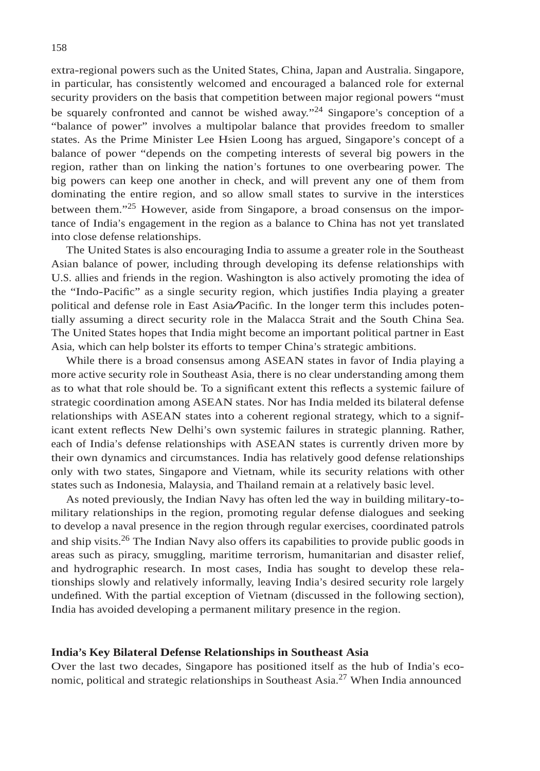extra-regional powers such as the United States, China, Japan and Australia. Singapore, in particular, has consistently welcomed and encouraged a balanced role for external security providers on the basis that competition between major regional powers "must be squarely confronted and cannot be wished away."[24] Singapore's conception of a "balance of power" involves a multipolar balance that provides freedom to smaller states. As the Prime Minister Lee Hsien Loong has argued, Singapore's concept of a balance of power "depends on the competing interests of several big powers in the region, rather than on linking the nation's fortunes to one overbearing power. The big powers can keep one another in check, and will prevent any one of them from dominating the entire region, and so allow small states to survive in the interstices between them."[25] However, aside from Singapore, a broad consensus on the importance of India's engagement in the region as a balance to China has not yet translated into close defense relationships.

The United States is also encouraging India to assume a greater role in the Southeast Asian balance of power, including through developing its defense relationships with U.S. allies and friends in the region. Washington is also actively promoting the idea of the "Indo-Pacific" as a single security region, which justifies India playing a greater political and defense role in East Asia/Pacific. In the longer term this includes potentially assuming a direct security role in the Malacca Strait and the South China Sea. The United States hopes that India might become an important political partner in East Asia, which can help bolster its efforts to temper China's strategic ambitions.

While there is a broad consensus among ASEAN states in favor of India playing a more active security role in Southeast Asia, there is no clear understanding among them as to what that role should be. To a significant extent this reflects a systemic failure of strategic coordination among ASEAN states. Nor has India melded its bilateral defense relationships with ASEAN states into a coherent regional strategy, which to a significant extent reflects New Delhi's own systemic failures in strategic planning. Rather, each of India's defense relationships with ASEAN states is currently driven more by their own dynamics and circumstances. India has relatively good defense relationships only with two states, Singapore and Vietnam, while its security relations with other states such as Indonesia, Malaysia, and Thailand remain at a relatively basic level.

As noted previously, the Indian Navy has often led the way in building military-to-military relationships in the region, promoting regular defense dialogues and seeking to develop a naval presence in the region through regular exercises, coordinated patrols and ship visits.[26] The Indian Navy also offers its capabilities to provide public goods in areas such as piracy, smuggling, maritime terrorism, humanitarian and disaster relief, and hydrographic research. In most cases, India has sought to develop these relationships slowly and relatively informally, leaving India's desired security role largely undefined. With the partial exception of Vietnam (discussed in the following section), India has avoided developing a permanent military presence in the region.

## India's Key Bilateral Defense Relationships in Southeast Asia

Over the last two decades, Singapore has positioned itself as the hub of India's economic, political and strategic relationships in Southeast Asia.[27] When India announced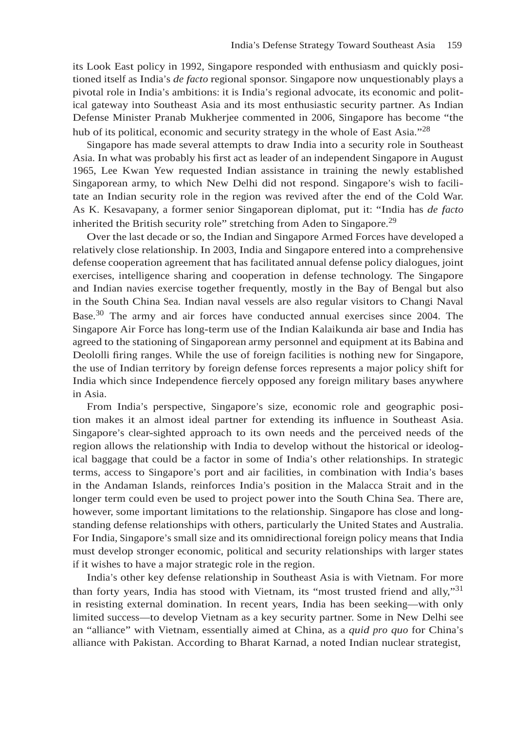its Look East policy in 1992, Singapore responded with enthusiasm and quickly positioned itself as India's *de facto* regional sponsor. Singapore now unquestionably plays a pivotal role in India's ambitions: it is India's regional advocate, its economic and political gateway into Southeast Asia and its most enthusiastic security partner. As Indian Defense Minister Pranab Mukherjee commented in 2006, Singapore has become "the hub of its political, economic and security strategy in the whole of East Asia."[28]

Singapore has made several attempts to draw India into a security role in Southeast Asia. In what was probably his first act as leader of an independent Singapore in August 1965, Lee Kwan Yew requested Indian assistance in training the newly established Singaporean army, to which New Delhi did not respond. Singapore's wish to facilitate an Indian security role in the region was revived after the end of the Cold War. As K. Kesavapany, a former senior Singaporean diplomat, put it: "India has *de facto* inherited the British security role" stretching from Aden to Singapore.[29]

Over the last decade or so, the Indian and Singapore Armed Forces have developed a relatively close relationship. In 2003, India and Singapore entered into a comprehensive defense cooperation agreement that has facilitated annual defense policy dialogues, joint exercises, intelligence sharing and cooperation in defense technology. The Singapore and Indian navies exercise together frequently, mostly in the Bay of Bengal but also in the South China Sea. Indian naval vessels are also regular visitors to Changi Naval Base.[30] The army and air forces have conducted annual exercises since 2004. The Singapore Air Force has long-term use of the Indian Kalaikunda air base and India has agreed to the stationing of Singaporean army personnel and equipment at its Babina and Deololli firing ranges. While the use of foreign facilities is nothing new for Singapore, the use of Indian territory by foreign defense forces represents a major policy shift for India which since Independence fiercely opposed any foreign military bases anywhere in Asia.

From India's perspective, Singapore's size, economic role and geographic position makes it an almost ideal partner for extending its influence in Southeast Asia. Singapore's clear-sighted approach to its own needs and the perceived needs of the region allows the relationship with India to develop without the historical or ideological baggage that could be a factor in some of India's other relationships. In strategic terms, access to Singapore's port and air facilities, in combination with India's bases in the Andaman Islands, reinforces India's position in the Malacca Strait and in the longer term could even be used to project power into the South China Sea. There are, however, some important limitations to the relationship. Singapore has close and longstanding defense relationships with others, particularly the United States and Australia. For India, Singapore's small size and its omnidirectional foreign policy means that India must develop stronger economic, political and security relationships with larger states if it wishes to have a major strategic role in the region.

India's other key defense relationship in Southeast Asia is with Vietnam. For more than forty years, India has stood with Vietnam, its "most trusted friend and ally,"[31] in resisting external domination. In recent years, India has been seeking—with only limited success—to develop Vietnam as a key security partner. Some in New Delhi see an "alliance" with Vietnam, essentially aimed at China, as a *quid pro quo* for China's alliance with Pakistan. According to Bharat Karnad, a noted Indian nuclear strategist,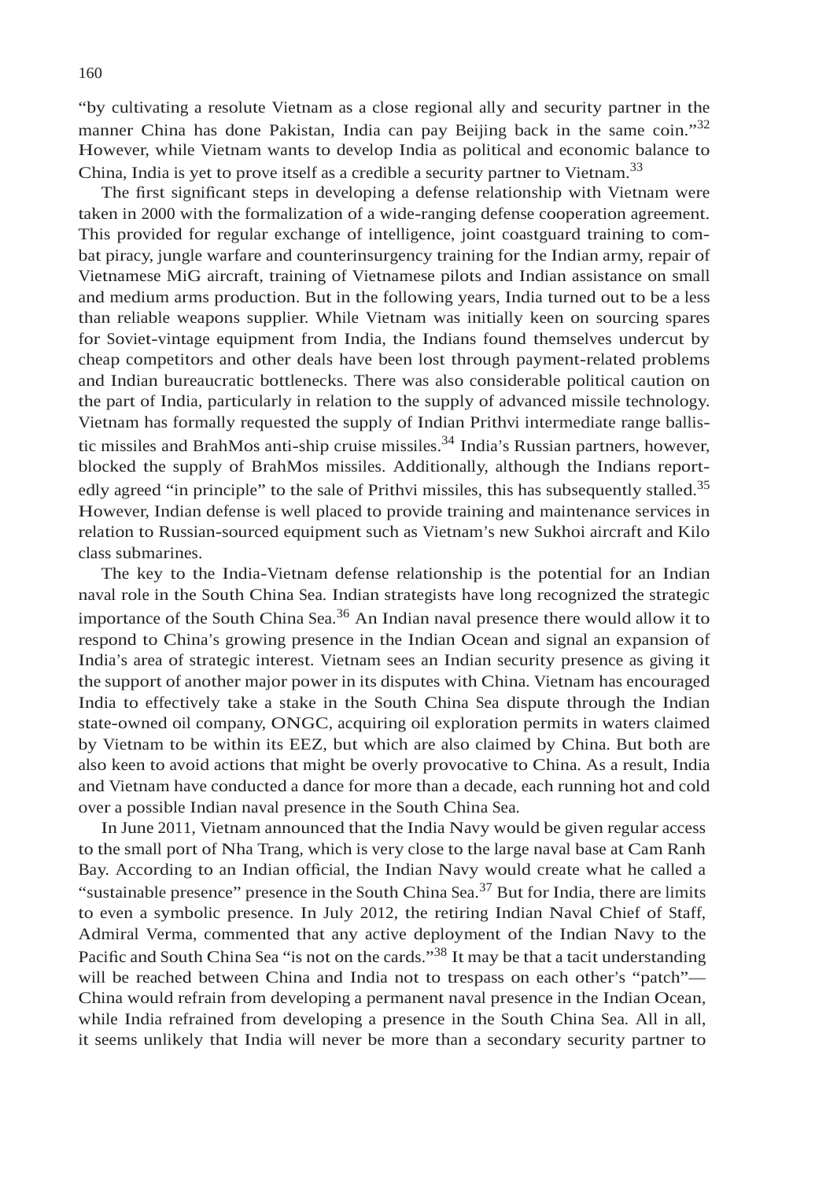"by cultivating a resolute Vietnam as a close regional ally and security partner in the manner China has done Pakistan, India can pay Beijing back in the same coin."[32] However, while Vietnam wants to develop India as political and economic balance to China, India is yet to prove itself as a credible a security partner to Vietnam.[33]

The first significant steps in developing a defense relationship with Vietnam were taken in 2000 with the formalization of a wide-ranging defense cooperation agreement. This provided for regular exchange of intelligence, joint coastguard training to combat piracy, jungle warfare and counterinsurgency training for the Indian army, repair of Vietnamese MiG aircraft, training of Vietnamese pilots and Indian assistance on small and medium arms production. But in the following years, India turned out to be a less than reliable weapons supplier. While Vietnam was initially keen on sourcing spares for Soviet-vintage equipment from India, the Indians found themselves undercut by cheap competitors and other deals have been lost through payment-related problems and Indian bureaucratic bottlenecks. There was also considerable political caution on the part of India, particularly in relation to the supply of advanced missile technology. Vietnam has formally requested the supply of Indian Prithvi intermediate range ballistic missiles and BrahMos anti-ship cruise missiles.[34] India's Russian partners, however, blocked the supply of BrahMos missiles. Additionally, although the Indians reportedly agreed "in principle" to the sale of Prithvi missiles, this has subsequently stalled.[35] However, Indian defense is well placed to provide training and maintenance services in relation to Russian-sourced equipment such as Vietnam's new Sukhoi aircraft and Kilo class submarines.

The key to the India-Vietnam defense relationship is the potential for an Indian naval role in the South China Sea. Indian strategists have long recognized the strategic importance of the South China Sea.[36] An Indian naval presence there would allow it to respond to China's growing presence in the Indian Ocean and signal an expansion of India's area of strategic interest. Vietnam sees an Indian security presence as giving it the support of another major power in its disputes with China. Vietnam has encouraged India to effectively take a stake in the South China Sea dispute through the Indian state-owned oil company, ONGC, acquiring oil exploration permits in waters claimed by Vietnam to be within its EEZ, but which are also claimed by China. But both are also keen to avoid actions that might be overly provocative to China. As a result, India and Vietnam have conducted a dance for more than a decade, each running hot and cold over a possible Indian naval presence in the South China Sea.

In June 2011, Vietnam announced that the India Navy would be given regular access to the small port of Nha Trang, which is very close to the large naval base at Cam Ranh Bay. According to an Indian official, the Indian Navy would create what he called a "sustainable presence" presence in the South China Sea.[37] But for India, there are limits to even a symbolic presence. In July 2012, the retiring Indian Naval Chief of Staff, Admiral Verma, commented that any active deployment of the Indian Navy to the Pacific and South China Sea "is not on the cards."[38] It may be that a tacit understanding will be reached between China and India not to trespass on each other's "patch"—China would refrain from developing a permanent naval presence in the Indian Ocean, while India refrained from developing a presence in the South China Sea. All in all, it seems unlikely that India will never be more than a secondary security partner to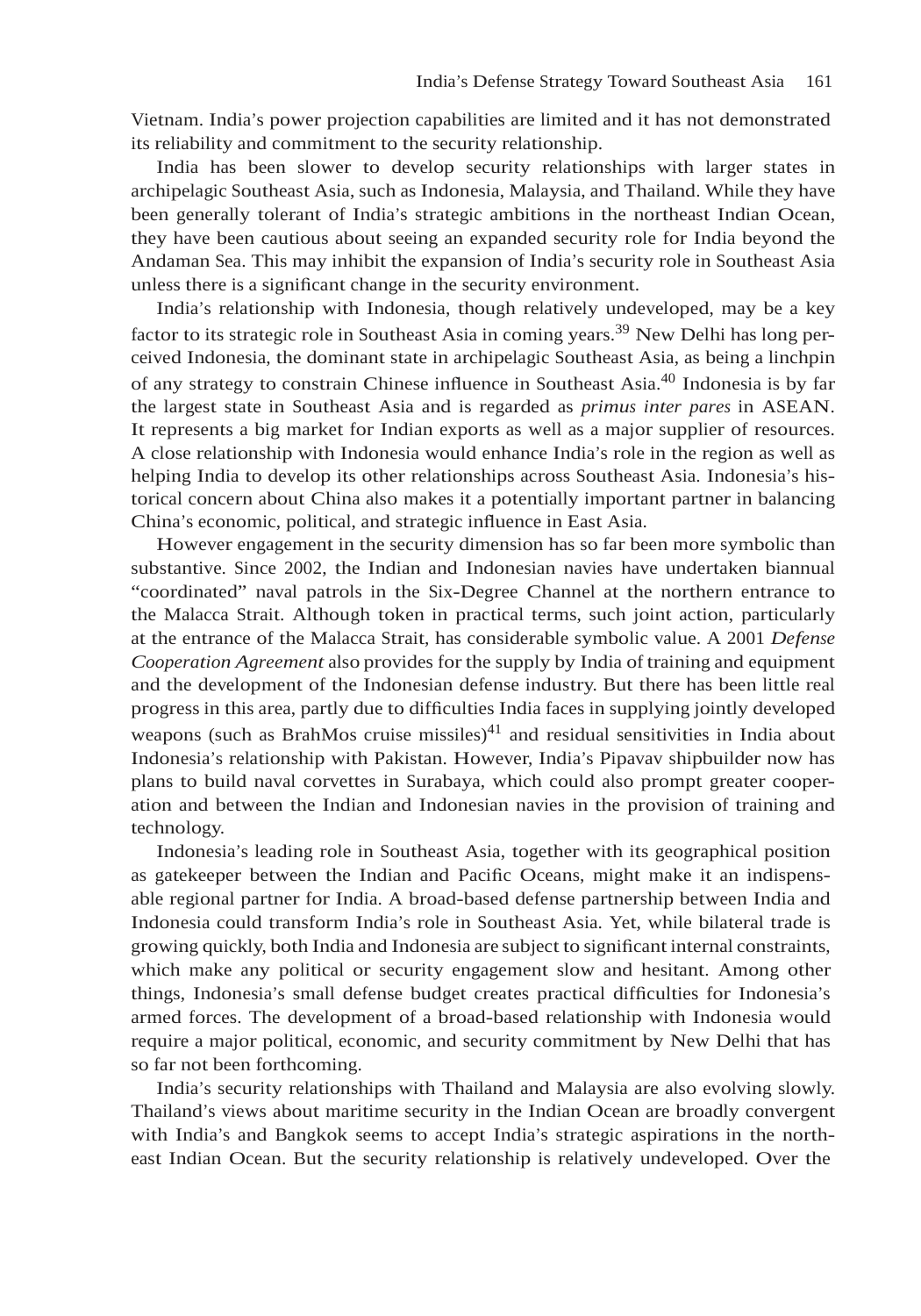Vietnam. India's power projection capabilities are limited and it has not demonstrated its reliability and commitment to the security relationship.

India has been slower to develop security relationships with larger states in archipelagic Southeast Asia, such as Indonesia, Malaysia, and Thailand. While they have been generally tolerant of India's strategic ambitions in the northeast Indian Ocean, they have been cautious about seeing an expanded security role for India beyond the Andaman Sea. This may inhibit the expansion of India's security role in Southeast Asia unless there is a significant change in the security environment.

India's relationship with Indonesia, though relatively undeveloped, may be a key factor to its strategic role in Southeast Asia in coming years.[39] New Delhi has long perceived Indonesia, the dominant state in archipelagic Southeast Asia, as being a linchpin of any strategy to constrain Chinese influence in Southeast Asia.[40] Indonesia is by far the largest state in Southeast Asia and is regarded as *primus inter pares* in ASEAN. It represents a big market for Indian exports as well as a major supplier of resources. A close relationship with Indonesia would enhance India's role in the region as well as helping India to develop its other relationships across Southeast Asia. Indonesia's historical concern about China also makes it a potentially important partner in balancing China's economic, political, and strategic influence in East Asia.

However engagement in the security dimension has so far been more symbolic than substantive. Since 2002, the Indian and Indonesian navies have undertaken biannual "coordinated" naval patrols in the Six-Degree Channel at the northern entrance to the Malacca Strait. Although token in practical terms, such joint action, particularly at the entrance of the Malacca Strait, has considerable symbolic value. A 2001 *Defense Cooperation Agreement* also provides for the supply by India of training and equipment and the development of the Indonesian defense industry. But there has been little real progress in this area, partly due to difficulties India faces in supplying jointly developed weapons (such as BrahMos cruise missiles)[41] and residual sensitivities in India about Indonesia's relationship with Pakistan. However, India's Pipavav shipbuilder now has plans to build naval corvettes in Surabaya, which could also prompt greater cooperation and between the Indian and Indonesian navies in the provision of training and technology.

Indonesia's leading role in Southeast Asia, together with its geographical position as gatekeeper between the Indian and Pacific Oceans, might make it an indispensable regional partner for India. A broad-based defense partnership between India and Indonesia could transform India's role in Southeast Asia. Yet, while bilateral trade is growing quickly, both India and Indonesia are subject to significant internal constraints, which make any political or security engagement slow and hesitant. Among other things, Indonesia's small defense budget creates practical difficulties for Indonesia's armed forces. The development of a broad-based relationship with Indonesia would require a major political, economic, and security commitment by New Delhi that has so far not been forthcoming.

India's security relationships with Thailand and Malaysia are also evolving slowly. Thailand's views about maritime security in the Indian Ocean are broadly convergent with India's and Bangkok seems to accept India's strategic aspirations in the northeast Indian Ocean. But the security relationship is relatively undeveloped. Over the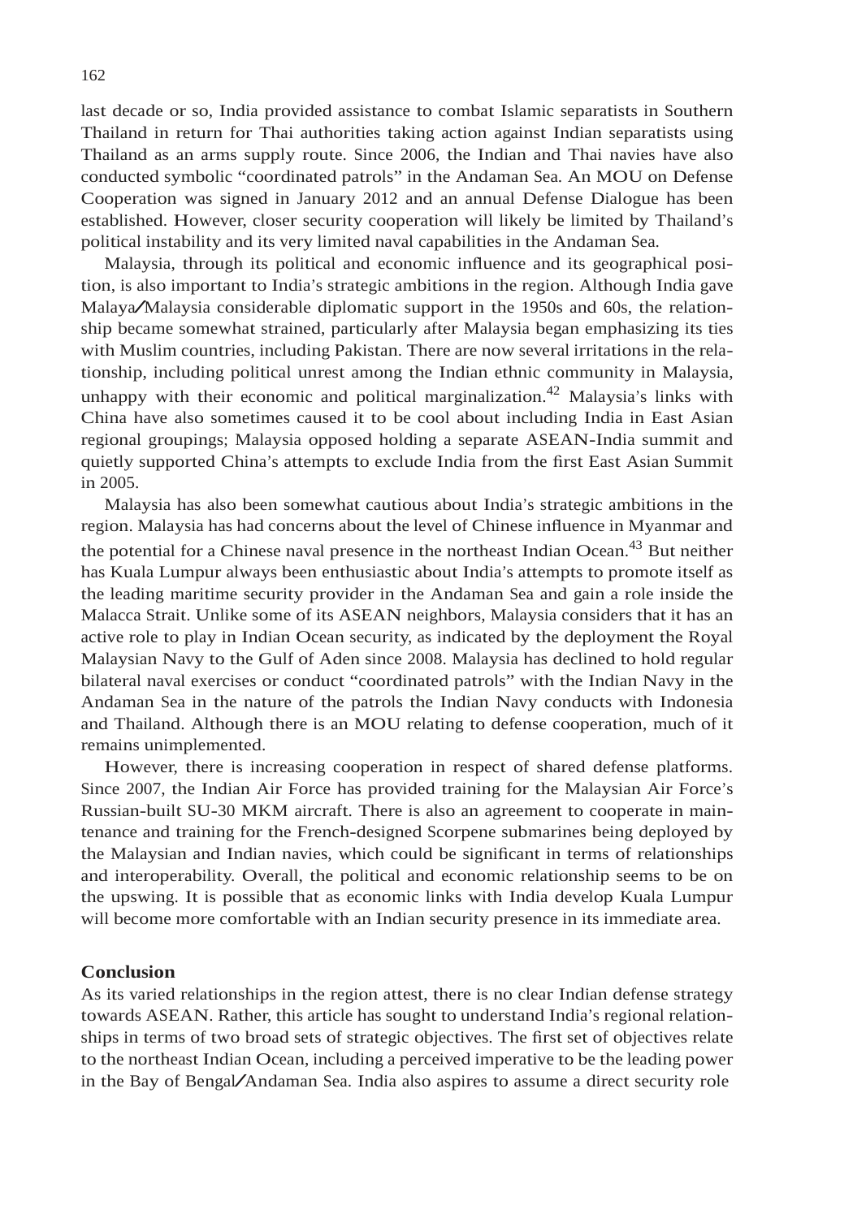last decade or so, India provided assistance to combat Islamic separatists in Southern Thailand in return for Thai authorities taking action against Indian separatists using Thailand as an arms supply route. Since 2006, the Indian and Thai navies have also conducted symbolic "coordinated patrols" in the Andaman Sea. An MOU on Defense Cooperation was signed in January 2012 and an annual Defense Dialogue has been established. However, closer security cooperation will likely be limited by Thailand's political instability and its very limited naval capabilities in the Andaman Sea.

Malaysia, through its political and economic influence and its geographical position, is also important to India's strategic ambitions in the region. Although India gave Malaya/Malaysia considerable diplomatic support in the 1950s and 60s, the relationship became somewhat strained, particularly after Malaysia began emphasizing its ties with Muslim countries, including Pakistan. There are now several irritations in the relationship, including political unrest among the Indian ethnic community in Malaysia, unhappy with their economic and political marginalization.[42] Malaysia's links with China have also sometimes caused it to be cool about including India in East Asian regional groupings; Malaysia opposed holding a separate ASEAN-India summit and quietly supported China's attempts to exclude India from the first East Asian Summit in 2005.

Malaysia has also been somewhat cautious about India's strategic ambitions in the region. Malaysia has had concerns about the level of Chinese influence in Myanmar and the potential for a Chinese naval presence in the northeast Indian Ocean.[43] But neither has Kuala Lumpur always been enthusiastic about India's attempts to promote itself as the leading maritime security provider in the Andaman Sea and gain a role inside the Malacca Strait. Unlike some of its ASEAN neighbors, Malaysia considers that it has an active role to play in Indian Ocean security, as indicated by the deployment the Royal Malaysian Navy to the Gulf of Aden since 2008. Malaysia has declined to hold regular bilateral naval exercises or conduct "coordinated patrols" with the Indian Navy in the Andaman Sea in the nature of the patrols the Indian Navy conducts with Indonesia and Thailand. Although there is an MOU relating to defense cooperation, much of it remains unimplemented.

However, there is increasing cooperation in respect of shared defense platforms. Since 2007, the Indian Air Force has provided training for the Malaysian Air Force's Russian-built SU-30 MKM aircraft. There is also an agreement to cooperate in maintenance and training for the French-designed Scorpene submarines being deployed by the Malaysian and Indian navies, which could be significant in terms of relationships and interoperability. Overall, the political and economic relationship seems to be on the upswing. It is possible that as economic links with India develop Kuala Lumpur will become more comfortable with an Indian security presence in its immediate area.

## Conclusion

As its varied relationships in the region attest, there is no clear Indian defense strategy towards ASEAN. Rather, this article has sought to understand India's regional relationships in terms of two broad sets of strategic objectives. The first set of objectives relate to the northeast Indian Ocean, including a perceived imperative to be the leading power in the Bay of Bengal/Andaman Sea. India also aspires to assume a direct security role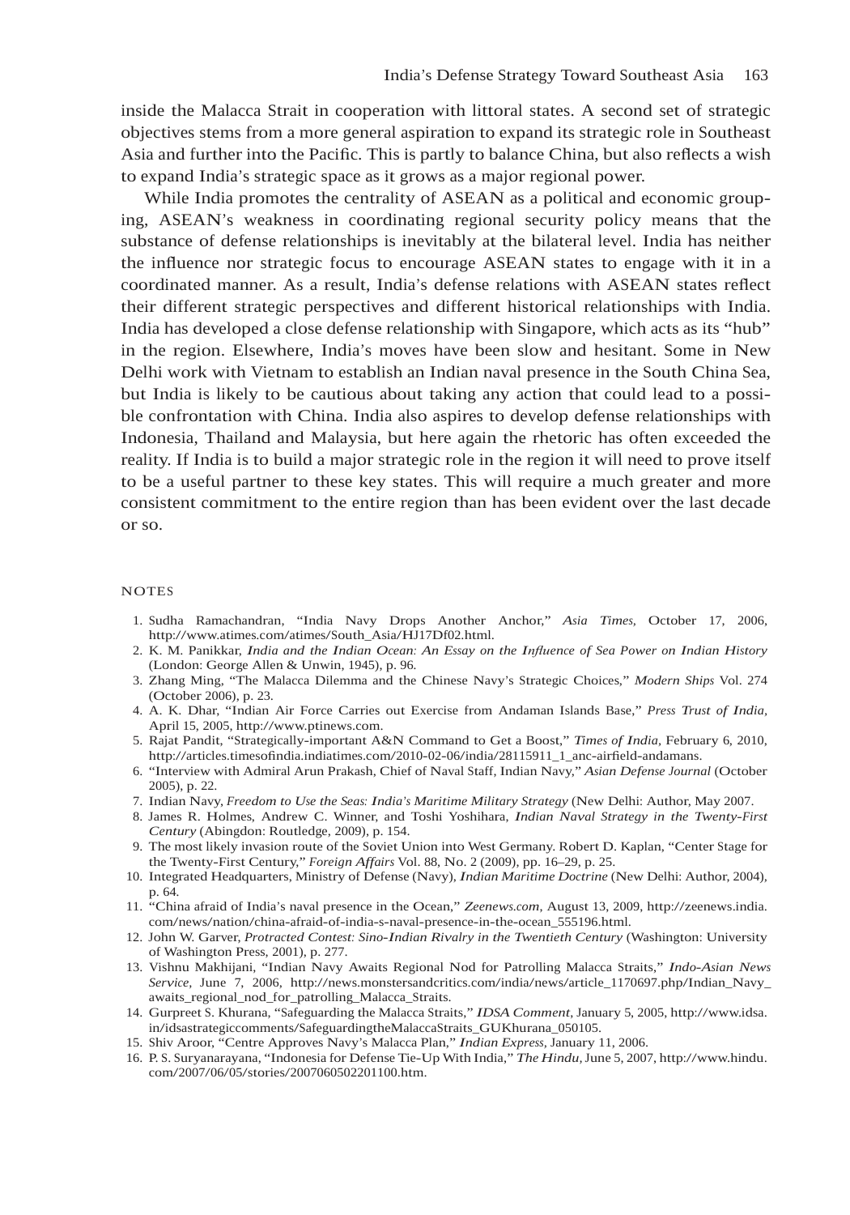inside the Malacca Strait in cooperation with littoral states. A second set of strategic objectives stems from a more general aspiration to expand its strategic role in Southeast Asia and further into the Pacific. This is partly to balance China, but also reflects a wish to expand India's strategic space as it grows as a major regional power.

While India promotes the centrality of ASEAN as a political and economic grouping, ASEAN's weakness in coordinating regional security policy means that the substance of defense relationships is inevitably at the bilateral level. India has neither the influence nor strategic focus to encourage ASEAN states to engage with it in a coordinated manner. As a result, India's defense relations with ASEAN states reflect their different strategic perspectives and different historical relationships with India. India has developed a close defense relationship with Singapore, which acts as its "hub" in the region. Elsewhere, India's moves have been slow and hesitant. Some in New Delhi work with Vietnam to establish an Indian naval presence in the South China Sea, but India is likely to be cautious about taking any action that could lead to a possible confrontation with China. India also aspires to develop defense relationships with Indonesia, Thailand and Malaysia, but here again the rhetoric has often exceeded the reality. If India is to build a major strategic role in the region it will need to prove itself to be a useful partner to these key states. This will require a much greater and more consistent commitment to the entire region than has been evident over the last decade or so.

## NOTES

1. Sudha Ramachandran, "India Navy Drops Another Anchor," *Asia Times*, October 17, 2006, http://www.atimes.com/atimes/South_Asia/HJ17Df02.html.
2. K. M. Panikkar, *India and the Indian Ocean: An Essay on the Influence of Sea Power on Indian History* (London: George Allen & Unwin, 1945), p. 96.
3. Zhang Ming, "The Malacca Dilemma and the Chinese Navy's Strategic Choices," *Modern Ships* Vol. 274 (October 2006), p. 23.
4. A. K. Dhar, "Indian Air Force Carries out Exercise from Andaman Islands Base," *Press Trust of India*, April 15, 2005, http://www.ptinews.com.
5. Rajat Pandit, "Strategically-important A&N Command to Get a Boost," *Times of India*, February 6, 2010, http://articles.timesofindia.indiatimes.com/2010-02-06/india/28115911_1_anc-airfield-andamans.
6. "Interview with Admiral Arun Prakash, Chief of Naval Staff, Indian Navy," *Asian Defense Journal* (October 2005), p. 22.
7. Indian Navy, *Freedom to Use the Seas: India's Maritime Military Strategy* (New Delhi: Author, May 2007.
8. James R. Holmes, Andrew C. Winner, and Toshi Yoshihara, *Indian Naval Strategy in the Twenty-First Century* (Abingdon: Routledge, 2009), p. 154.
9. The most likely invasion route of the Soviet Union into West Germany. Robert D. Kaplan, "Center Stage for the Twenty-First Century," *Foreign Affairs* Vol. 88, No. 2 (2009), pp. 16–29, p. 25.
10. Integrated Headquarters, Ministry of Defense (Navy), *Indian Maritime Doctrine* (New Delhi: Author, 2004), p. 64.
11. "China afraid of India's naval presence in the Ocean," *Zeenews.com*, August 13, 2009, http://zeenews.india.com/news/nation/china-afraid-of-india-s-naval-presence-in-the-ocean_555196.html.
12. John W. Garver, *Protracted Contest: Sino-Indian Rivalry in the Twentieth Century* (Washington: University of Washington Press, 2001), p. 277.
13. Vishnu Makhijani, "Indian Navy Awaits Regional Nod for Patrolling Malacca Straits," *Indo-Asian News Service*, June 7, 2006, http://news.monstersandcritics.com/india/news/article_1170697.php/Indian_Navy_awaits_regional_nod_for_patrolling_Malacca_Straits.
14. Gurpreet S. Khurana, "Safeguarding the Malacca Straits," *IDSA Comment*, January 5, 2005, http://www.idsa.in/idsastrategiccomments/SafeguardingtheMalaccaStraits_GUKhurana_050105.
15. Shiv Aroor, "Centre Approves Navy's Malacca Plan," *Indian Express*, January 11, 2006.
16. P. S. Suryanarayana, "Indonesia for Defense Tie-Up With India," *The Hindu*, June 5, 2007, http://www.hindu.com/2007/06/05/stories/2007060502201100.htm.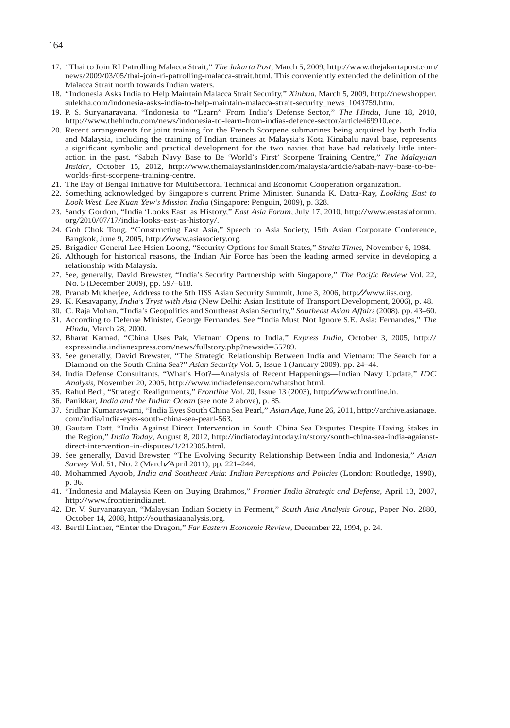17. "Thai to Join RI Patrolling Malacca Strait," *The Jakarta Post*, March 5, 2009, http://www.thejakartapost.com/news/2009/03/05/thai-join-ri-patrolling-malacca-strait.html. This conveniently extended the definition of the Malacca Strait north towards Indian waters.
18. "Indonesia Asks India to Help Maintain Malacca Strait Security," *Xinhua*, March 5, 2009, http://newshopper.sulekha.com/indonesia-asks-india-to-help-maintain-malacca-strait-security_news_1043759.htm.
19. P. S. Suryanarayana, "Indonesia to "Learn" From India's Defense Sector," *The Hindu*, June 18, 2010, http://www.thehindu.com/news/indonesia-to-learn-from-indias-defence-sector/article469910.ece.
20. Recent arrangements for joint training for the French Scorpene submarines being acquired by both India and Malaysia, including the training of Indian trainees at Malaysia's Kota Kinabalu naval base, represents a significant symbolic and practical development for the two navies that have had relatively little interaction in the past. "Sabah Navy Base to Be 'World's First' Scorpene Training Centre," *The Malaysian Insider*, October 15, 2012, http://www.themalaysianinsider.com/malaysia/article/sabah-navy-base-to-be-worlds-first-scorpene-training-centre.
21. The Bay of Bengal Initiative for MultiSectoral Technical and Economic Cooperation organization.
22. Something acknowledged by Singapore's current Prime Minister. Sunanda K. Datta-Ray, *Looking East to Look West: Lee Kuan Yew's Mission India* (Singapore: Penguin, 2009), p. 328.
23. Sandy Gordon, "India 'Looks East' as History," *East Asia Forum*, July 17, 2010, http://www.eastasiaforum.org/2010/07/17/india-looks-east-as-history/.
24. Goh Chok Tong, "Constructing East Asia," Speech to Asia Society, 15th Asian Corporate Conference, Bangkok, June 9, 2005, http://www.asiasociety.org.
25. Brigadier-General Lee Hsien Loong, "Security Options for Small States," *Straits Times*, November 6, 1984.
26. Although for historical reasons, the Indian Air Force has been the leading armed service in developing a relationship with Malaysia.
27. See, generally, David Brewster, "India's Security Partnership with Singapore," *The Pacific Review* Vol. 22, No. 5 (December 2009), pp. 597–618.
28. Pranab Mukherjee, Address to the 5th IISS Asian Security Summit, June 3, 2006, http://www.iiss.org.
29. K. Kesavapany, *India's Tryst with Asia* (New Delhi: Asian Institute of Transport Development, 2006), p. 48.
30. C. Raja Mohan, "India's Geopolitics and Southeast Asian Security," *Southeast Asian Affairs* (2008), pp. 43–60.
31. According to Defense Minister, George Fernandes. See "India Must Not Ignore S.E. Asia: Fernandes," *The Hindu*, March 28, 2000.
32. Bharat Karnad, "China Uses Pak, Vietnam Opens to India," *Express India*, October 3, 2005, http://expressindia.indianexpress.com/news/fullstory.php?newsid=55789.
33. See generally, David Brewster, "The Strategic Relationship Between India and Vietnam: The Search for a Diamond on the South China Sea?" *Asian Security* Vol. 5, Issue 1 (January 2009), pp. 24–44.
34. India Defense Consultants, "What's Hot?—Analysis of Recent Happenings—Indian Navy Update," *IDC Analysis*, November 20, 2005, http://www.indiadefense.com/whatshot.html.
35. Rahul Bedi, "Strategic Realignments," *Frontline* Vol. 20, Issue 13 (2003), http://www.frontline.in.
36. Panikkar, *India and the Indian Ocean* (see note 2 above), p. 85.
37. Sridhar Kumaraswami, "India Eyes South China Sea Pearl," *Asian Age*, June 26, 2011, http://archive.asianage.com/india/india-eyes-south-china-sea-pearl-563.
38. Gautam Datt, "India Against Direct Intervention in South China Sea Disputes Despite Having Stakes in the Region," *India Today*, August 8, 2012, http://indiatoday.intoday.in/story/south-china-sea-india-agaianst-direct-intervention-in-disputes/1/212305.html.
39. See generally, David Brewster, "The Evolving Security Relationship Between India and Indonesia," *Asian Survey* Vol. 51, No. 2 (March/April 2011), pp. 221–244.
40. Mohammed Ayoob, *India and Southeast Asia: Indian Perceptions and Policies* (London: Routledge, 1990), p. 36.
41. "Indonesia and Malaysia Keen on Buying Brahmos," *Frontier India Strategic and Defense*, April 13, 2007, http://www.frontierindia.net.
42. Dr. V. Suryanarayan, "Malaysian Indian Society in Ferment," *South Asia Analysis Group*, Paper No. 2880, October 14, 2008, http://southasiaanalysis.org.
43. Bertil Lintner, "Enter the Dragon," *Far Eastern Economic Review*, December 22, 1994, p. 24.